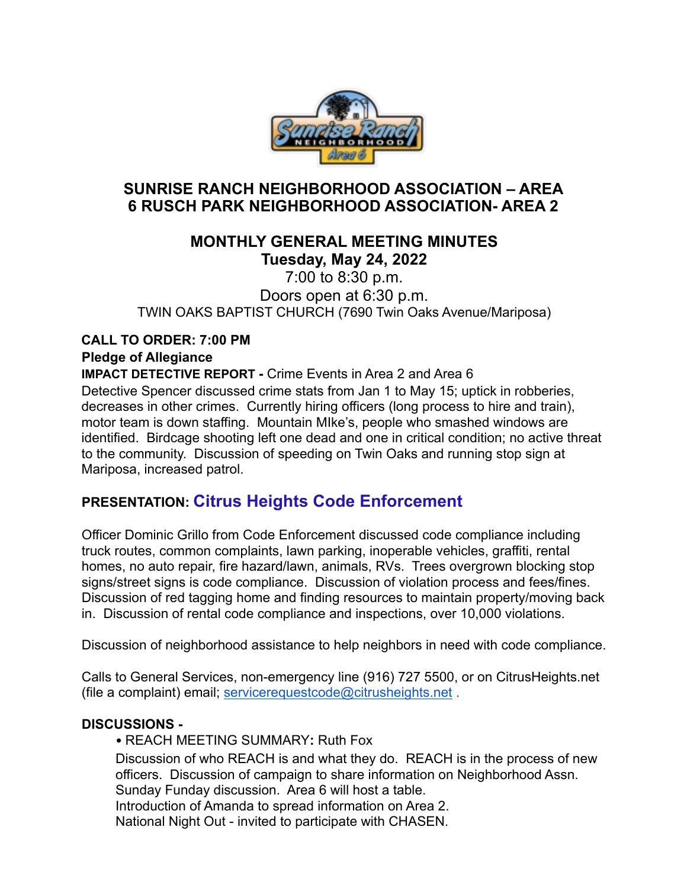# SUNRISE RANCH NEIGHBORHOOD ASSOCIATION – AREA 6 RUSCH PARK NEIGHBORHOOD ASSOCIATION- AREA 2

## MONTHLY GENERAL MEETING MINUTES

**Tuesday, May 24, 2022**

7:00 to 8:30 p.m.

Doors open at 6:30 p.m.

TWIN OAKS BAPTIST CHURCH (7690 Twin Oaks Avenue/Mariposa)

**CALL TO ORDER: 7:00 PM**

**Pledge of Allegiance**

**IMPACT DETECTIVE REPORT -** Crime Events in Area 2 and Area 6

Detective Spencer discussed crime stats from Jan 1 to May 15; uptick in robberies, decreases in other crimes. Currently hiring officers (long process to hire and train), motor team is down staffing. Mountain MIke's, people who smashed windows are identified. Birdcage shooting left one dead and one in critical condition; no active threat to the community. Discussion of speeding on Twin Oaks and running stop sign at Mariposa, increased patrol.

**PRESENTATION: Citrus Heights Code Enforcement**

Officer Dominic Grillo from Code Enforcement discussed code compliance including truck routes, common complaints, lawn parking, inoperable vehicles, graffiti, rental homes, no auto repair, fire hazard/lawn, animals, RVs. Trees overgrown blocking stop signs/street signs is code compliance. Discussion of violation process and fees/fines. Discussion of red tagging home and finding resources to maintain property/moving back in. Discussion of rental code compliance and inspections, over 10,000 violations.

Discussion of neighborhood assistance to help neighbors in need with code compliance.

Calls to General Services, non-emergency line (916) 727 5500, or on CitrusHeights.net (file a complaint) email; servicerequestcode@citrusheights.net .

**DISCUSSIONS -**

- REACH MEETING SUMMARY**:** Ruth Fox

  Discussion of who REACH is and what they do. REACH is in the process of new officers. Discussion of campaign to share information on Neighborhood Assn. Sunday Funday discussion. Area 6 will host a table.
  Introduction of Amanda to spread information on Area 2.
  National Night Out - invited to participate with CHASEN.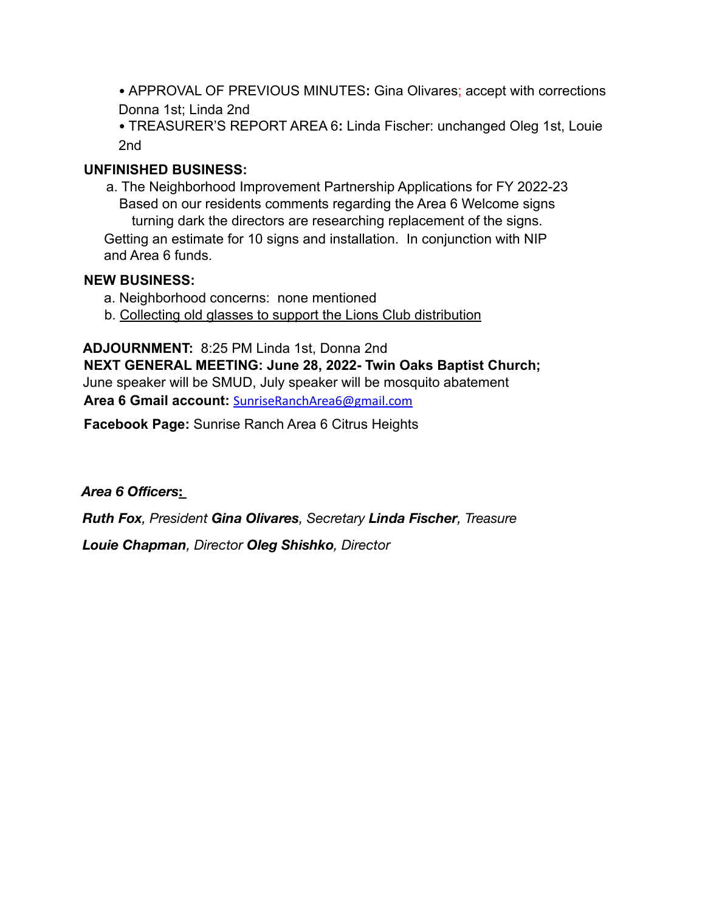- **APPROVAL OF PREVIOUS MINUTES:** Gina Olivares; accept with corrections Donna 1st; Linda 2nd
- **TREASURER'S REPORT AREA 6:** Linda Fischer: unchanged Oleg 1st, Louie 2nd

**UNFINISHED BUSINESS:**

a. The Neighborhood Improvement Partnership Applications for FY 2022-23 Based on our residents comments regarding the Area 6 Welcome signs turning dark the directors are researching replacement of the signs. Getting an estimate for 10 signs and installation. In conjunction with NIP and Area 6 funds.

**NEW BUSINESS:**

a. Neighborhood concerns: none mentioned
b. <u>Collecting old glasses to support the Lions Club distribution</u>

**ADJOURNMENT:** 8:25 PM Linda 1st, Donna 2nd
**NEXT GENERAL MEETING: June 28, 2022- Twin Oaks Baptist Church;**
June speaker will be SMUD, July speaker will be mosquito abatement
**Area 6 Gmail account:** SunriseRanchArea6@gmail.com

**Facebook Page:** Sunrise Ranch Area 6 Citrus Heights

***Area 6 Officers*:**

***Ruth Fox**, President **Gina Olivares**, Secretary **Linda Fischer**, Treasure*

***Louie Chapman**, Director **Oleg Shishko**, Director*